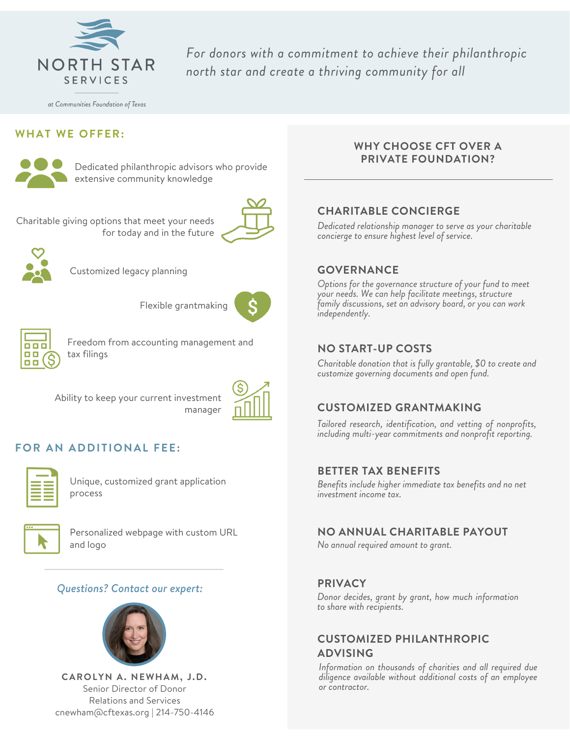# NORTH STAR SERVICES

at Communities Foundation of Texas

*For donors with a commitment to achieve their philanthropic north star and create a thriving community for all*

## WHAT WE OFFER:

- Dedicated philanthropic advisors who provide extensive community knowledge
- Charitable giving options that meet your needs for today and in the future
- Customized legacy planning
- Flexible grantmaking
- Freedom from accounting management and tax filings
- Ability to keep your current investment manager

## FOR AN ADDITIONAL FEE:

- Unique, customized grant application process
- Personalized webpage with custom URL and logo

*Questions? Contact our expert:*

**CAROLYN A. NEWHAM, J.D.**
Senior Director of Donor Relations and Services
cnewham@cftexas.org | 214-750-4146

## WHY CHOOSE CFT OVER A PRIVATE FOUNDATION?

### CHARITABLE CONCIERGE

*Dedicated relationship manager to serve as your charitable concierge to ensure highest level of service.*

### GOVERNANCE

*Options for the governance structure of your fund to meet your needs. We can help facilitate meetings, structure family discussions, set an advisory board, or you can work independently.*

### NO START-UP COSTS

*Charitable donation that is fully grantable, $0 to create and customize governing documents and open fund.*

### CUSTOMIZED GRANTMAKING

*Tailored research, identification, and vetting of nonprofits, including multi-year commitments and nonprofit reporting.*

### BETTER TAX BENEFITS

*Benefits include higher immediate tax benefits and no net investment income tax.*

### NO ANNUAL CHARITABLE PAYOUT

*No annual required amount to grant.*

### PRIVACY

*Donor decides, grant by grant, how much information to share with recipients.*

### CUSTOMIZED PHILANTHROPIC ADVISING

*Information on thousands of charities and all required due diligence available without additional costs of an employee or contractor.*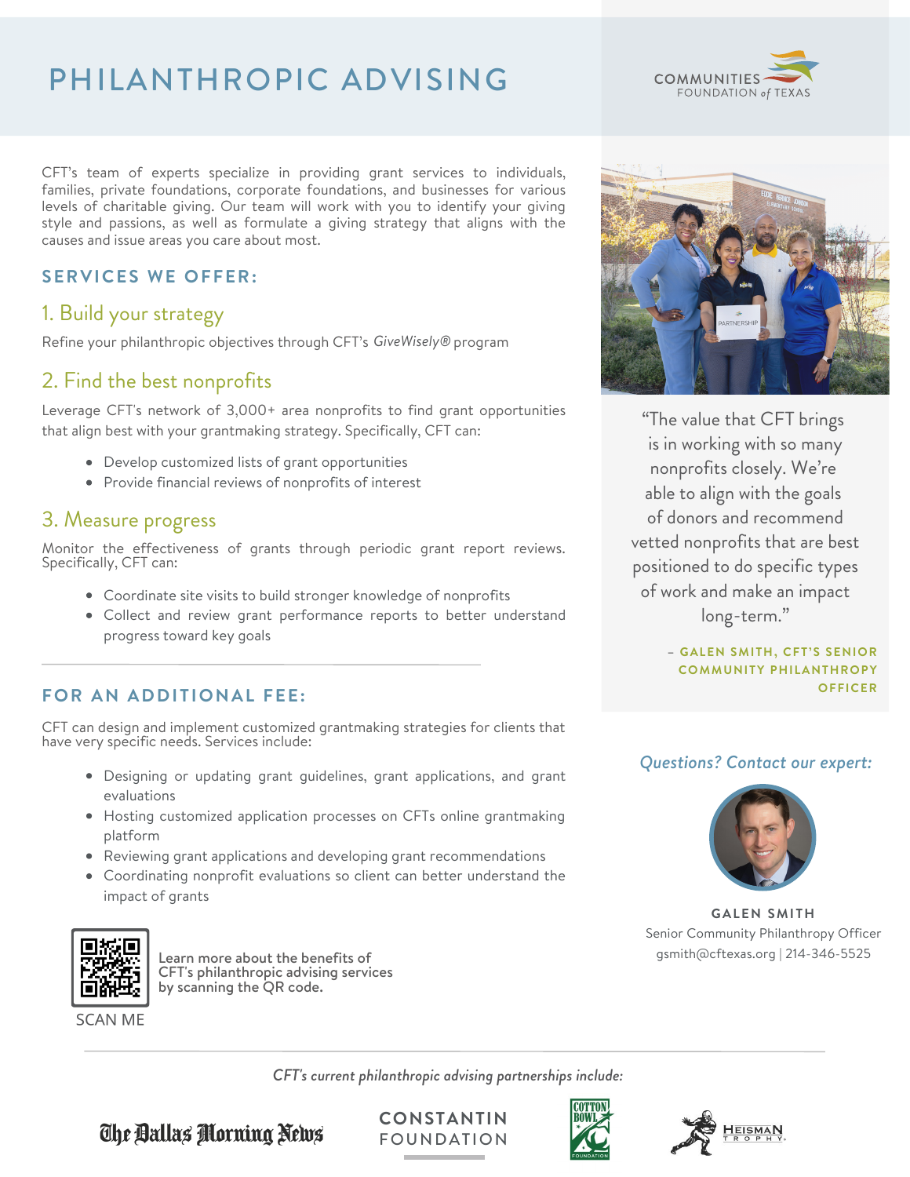# PHILANTHROPIC ADVISING

COMMUNITIES FOUNDATION of TEXAS

CFT's team of experts specialize in providing grant services to individuals, families, private foundations, corporate foundations, and businesses for various levels of charitable giving. Our team will work with you to identify your giving style and passions, as well as formulate a giving strategy that aligns with the causes and issue areas you care about most.

## SERVICES WE OFFER:

### 1. Build your strategy

Refine your philanthropic objectives through CFT's *GiveWisely®* program

### 2. Find the best nonprofits

Leverage CFT's network of 3,000+ area nonprofits to find grant opportunities that align best with your grantmaking strategy. Specifically, CFT can:

- Develop customized lists of grant opportunities
- Provide financial reviews of nonprofits of interest

### 3. Measure progress

Monitor the effectiveness of grants through periodic grant report reviews. Specifically, CFT can:

- Coordinate site visits to build stronger knowledge of nonprofits
- Collect and review grant performance reports to better understand progress toward key goals

---

## FOR AN ADDITIONAL FEE:

CFT can design and implement customized grantmaking strategies for clients that have very specific needs. Services include:

- Designing or updating grant guidelines, grant applications, and grant evaluations
- Hosting customized application processes on CFTs online grantmaking platform
- Reviewing grant applications and developing grant recommendations
- Coordinating nonprofit evaluations so client can better understand the impact of grants

Learn more about the benefits of CFT's philanthropic advising services by scanning the QR code.

SCAN ME

"The value that CFT brings is in working with so many nonprofits closely. We're able to align with the goals of donors and recommend vetted nonprofits that are best positioned to do specific types of work and make an impact long-term."

– **GALEN SMITH, CFT'S SENIOR COMMUNITY PHILANTHROPY OFFICER**

*Questions? Contact our expert:*

**GALEN SMITH**
Senior Community Philanthropy Officer
gsmith@cftexas.org | 214-346-5525

---

*CFT's current philanthropic advising partnerships include:*

The Dallas Morning News | CONSTANTIN FOUNDATION | COTTON BOWL FOUNDATION | HEISMAN TROPHY